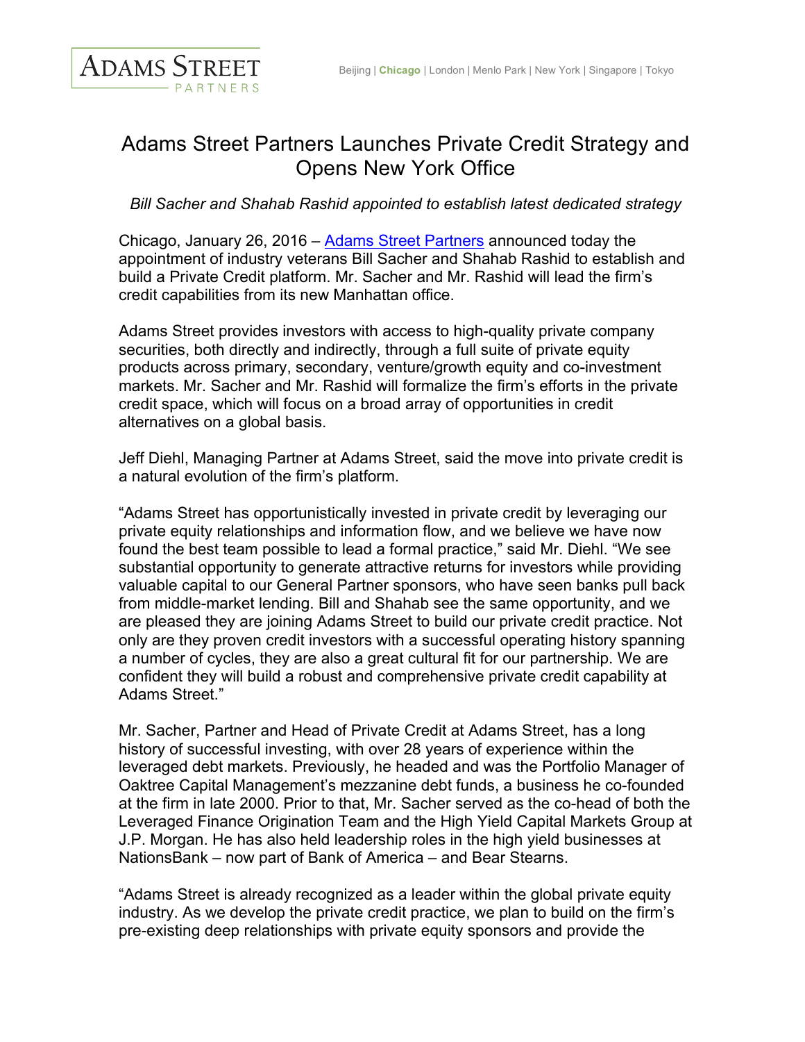Adams Street Partners

Beijing | Chicago | London | Menlo Park | New York | Singapore | Tokyo

# Adams Street Partners Launches Private Credit Strategy and Opens New York Office

*Bill Sacher and Shahab Rashid appointed to establish latest dedicated strategy*

Chicago, January 26, 2016 – Adams Street Partners announced today the appointment of industry veterans Bill Sacher and Shahab Rashid to establish and build a Private Credit platform. Mr. Sacher and Mr. Rashid will lead the firm's credit capabilities from its new Manhattan office.

Adams Street provides investors with access to high-quality private company securities, both directly and indirectly, through a full suite of private equity products across primary, secondary, venture/growth equity and co-investment markets. Mr. Sacher and Mr. Rashid will formalize the firm's efforts in the private credit space, which will focus on a broad array of opportunities in credit alternatives on a global basis.

Jeff Diehl, Managing Partner at Adams Street, said the move into private credit is a natural evolution of the firm's platform.

"Adams Street has opportunistically invested in private credit by leveraging our private equity relationships and information flow, and we believe we have now found the best team possible to lead a formal practice," said Mr. Diehl. "We see substantial opportunity to generate attractive returns for investors while providing valuable capital to our General Partner sponsors, who have seen banks pull back from middle-market lending. Bill and Shahab see the same opportunity, and we are pleased they are joining Adams Street to build our private credit practice. Not only are they proven credit investors with a successful operating history spanning a number of cycles, they are also a great cultural fit for our partnership. We are confident they will build a robust and comprehensive private credit capability at Adams Street."

Mr. Sacher, Partner and Head of Private Credit at Adams Street, has a long history of successful investing, with over 28 years of experience within the leveraged debt markets. Previously, he headed and was the Portfolio Manager of Oaktree Capital Management's mezzanine debt funds, a business he co-founded at the firm in late 2000. Prior to that, Mr. Sacher served as the co-head of both the Leveraged Finance Origination Team and the High Yield Capital Markets Group at J.P. Morgan. He has also held leadership roles in the high yield businesses at NationsBank – now part of Bank of America – and Bear Stearns.

"Adams Street is already recognized as a leader within the global private equity industry. As we develop the private credit practice, we plan to build on the firm's pre-existing deep relationships with private equity sponsors and provide the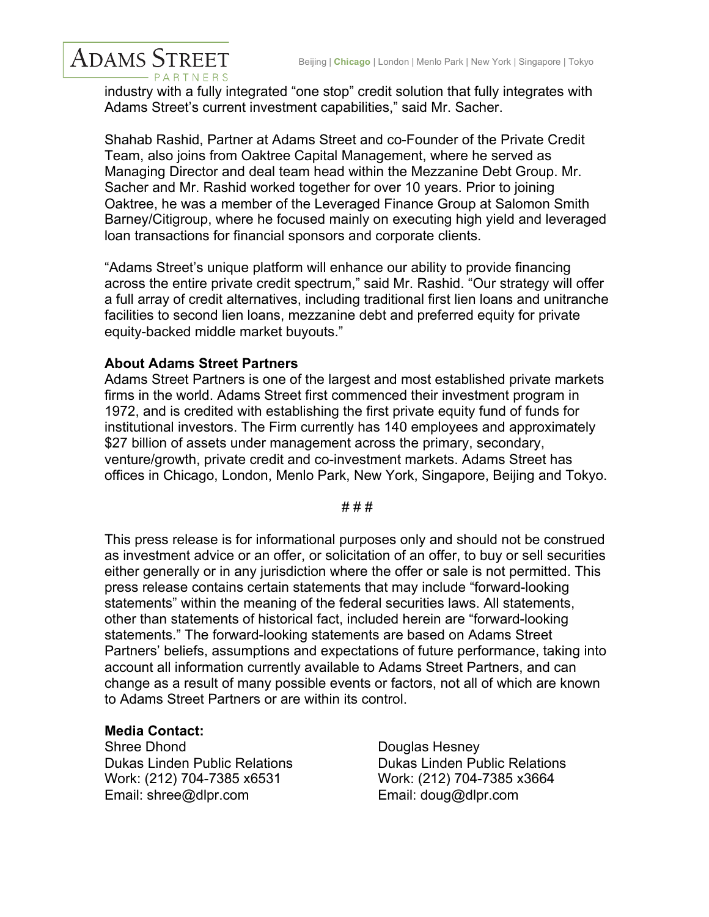industry with a fully integrated "one stop" credit solution that fully integrates with Adams Street's current investment capabilities," said Mr. Sacher.

Shahab Rashid, Partner at Adams Street and co-Founder of the Private Credit Team, also joins from Oaktree Capital Management, where he served as Managing Director and deal team head within the Mezzanine Debt Group. Mr. Sacher and Mr. Rashid worked together for over 10 years. Prior to joining Oaktree, he was a member of the Leveraged Finance Group at Salomon Smith Barney/Citigroup, where he focused mainly on executing high yield and leveraged loan transactions for financial sponsors and corporate clients.

"Adams Street's unique platform will enhance our ability to provide financing across the entire private credit spectrum," said Mr. Rashid. "Our strategy will offer a full array of credit alternatives, including traditional first lien loans and unitranche facilities to second lien loans, mezzanine debt and preferred equity for private equity-backed middle market buyouts."

**About Adams Street Partners**

Adams Street Partners is one of the largest and most established private markets firms in the world. Adams Street first commenced their investment program in 1972, and is credited with establishing the first private equity fund of funds for institutional investors. The Firm currently has 140 employees and approximately $27 billion of assets under management across the primary, secondary, venture/growth, private credit and co-investment markets. Adams Street has offices in Chicago, London, Menlo Park, New York, Singapore, Beijing and Tokyo.

# # #

This press release is for informational purposes only and should not be construed as investment advice or an offer, or solicitation of an offer, to buy or sell securities either generally or in any jurisdiction where the offer or sale is not permitted. This press release contains certain statements that may include "forward-looking statements" within the meaning of the federal securities laws. All statements, other than statements of historical fact, included herein are "forward-looking statements." The forward-looking statements are based on Adams Street Partners' beliefs, assumptions and expectations of future performance, taking into account all information currently available to Adams Street Partners, and can change as a result of many possible events or factors, not all of which are known to Adams Street Partners or are within its control.

**Media Contact:**

Shree Dhond
Dukas Linden Public Relations
Work: (212) 704-7385 x6531
Email: shree@dlpr.com

Douglas Hesney
Dukas Linden Public Relations
Work: (212) 704-7385 x3664
Email: doug@dlpr.com